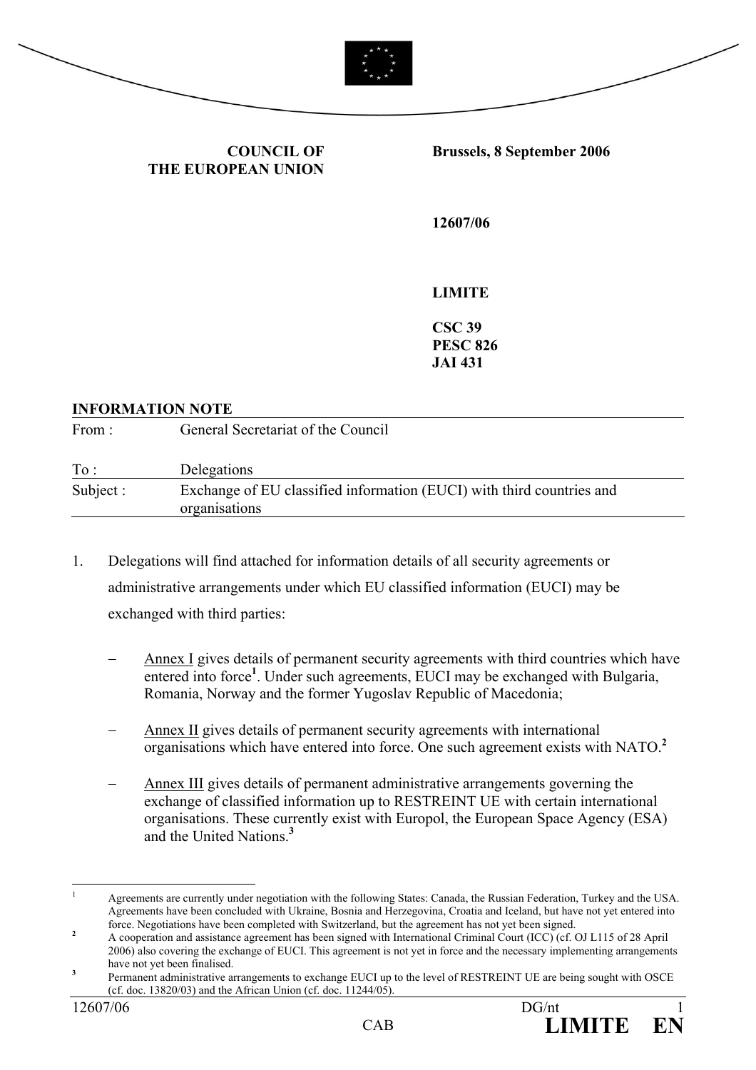**COUNCIL OF THE EUROPEAN UNION**

**Brussels, 8 September 2006**

**12607/06**

**LIMITE**

**CSC 39**
**PESC 826**
**JAI 431**

**INFORMATION NOTE**

| | |
|---|---|
| From : | General Secretariat of the Council |
| To : | Delegations |
| Subject : | Exchange of EU classified information (EUCI) with third countries and organisations |

1. Delegations will find attached for information details of all security agreements or administrative arrangements under which EU classified information (EUCI) may be exchanged with third parties:

   – Annex I gives details of permanent security agreements with third countries which have entered into force[1]. Under such agreements, EUCI may be exchanged with Bulgaria, Romania, Norway and the former Yugoslav Republic of Macedonia;

   – Annex II gives details of permanent security agreements with international organisations which have entered into force. One such agreement exists with NATO.[2]

   – Annex III gives details of permanent administrative arrangements governing the exchange of classified information up to RESTREINT UE with certain international organisations. These currently exist with Europol, the European Space Agency (ESA) and the United Nations.[3]

---

[1] Agreements are currently under negotiation with the following States: Canada, the Russian Federation, Turkey and the USA. Agreements have been concluded with Ukraine, Bosnia and Herzegovina, Croatia and Iceland, but have not yet entered into force. Negotiations have been completed with Switzerland, but the agreement has not yet been signed.

[2] A cooperation and assistance agreement has been signed with International Criminal Court (ICC) (cf. OJ L115 of 28 April 2006) also covering the exchange of EUCI. This agreement is not yet in force and the necessary implementing arrangements have not yet been finalised.

[3] Permanent administrative arrangements to exchange EUCI up to the level of RESTREINT UE are being sought with OSCE (cf. doc. 13820/03) and the African Union (cf. doc. 11244/05).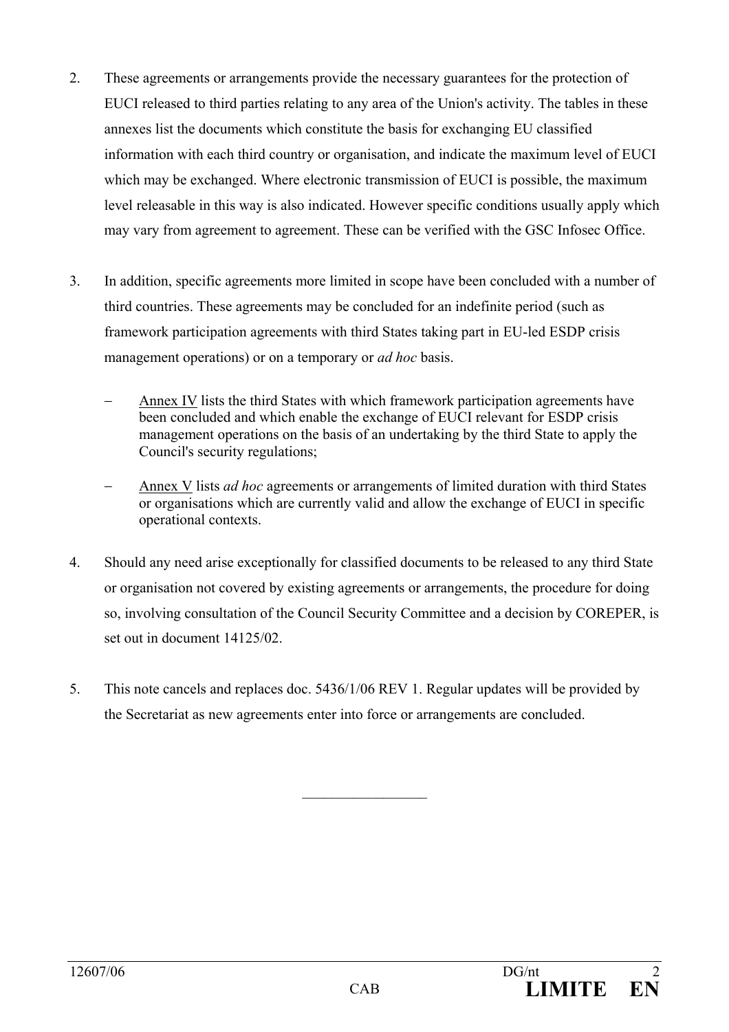2. These agreements or arrangements provide the necessary guarantees for the protection of EUCI released to third parties relating to any area of the Union's activity. The tables in these annexes list the documents which constitute the basis for exchanging EU classified information with each third country or organisation, and indicate the maximum level of EUCI which may be exchanged. Where electronic transmission of EUCI is possible, the maximum level releasable in this way is also indicated. However specific conditions usually apply which may vary from agreement to agreement. These can be verified with the GSC Infosec Office.

3. In addition, specific agreements more limited in scope have been concluded with a number of third countries. These agreements may be concluded for an indefinite period (such as framework participation agreements with third States taking part in EU-led ESDP crisis management operations) or on a temporary or *ad hoc* basis.

   - Annex IV lists the third States with which framework participation agreements have been concluded and which enable the exchange of EUCI relevant for ESDP crisis management operations on the basis of an undertaking by the third State to apply the Council's security regulations;

   - Annex V lists *ad hoc* agreements or arrangements of limited duration with third States or organisations which are currently valid and allow the exchange of EUCI in specific operational contexts.

4. Should any need arise exceptionally for classified documents to be released to any third State or organisation not covered by existing agreements or arrangements, the procedure for doing so, involving consultation of the Council Security Committee and a decision by COREPER, is set out in document 14125/02.

5. This note cancels and replaces doc. 5436/1/06 REV 1. Regular updates will be provided by the Secretariat as new agreements enter into force or arrangements are concluded.

________________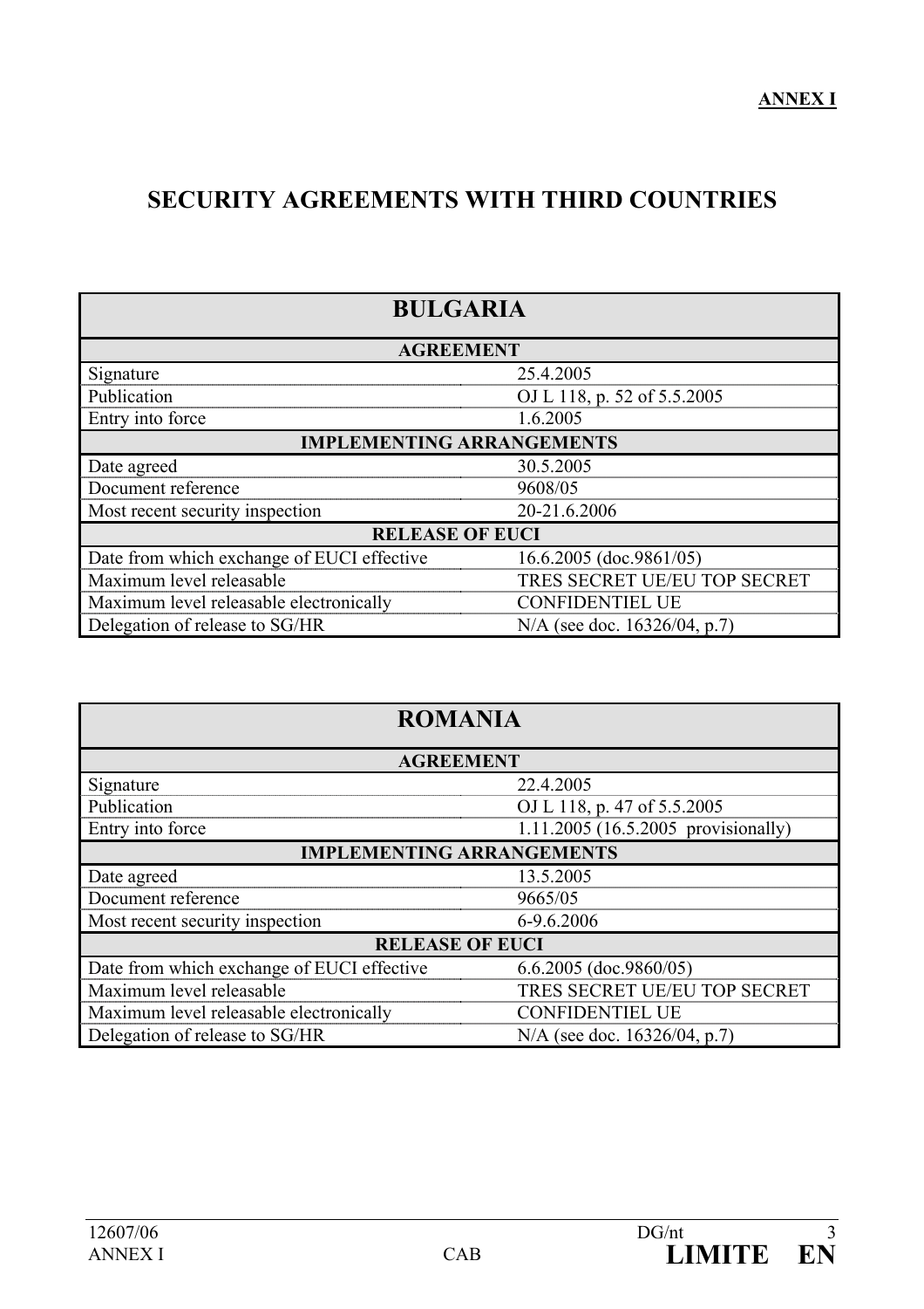**ANNEX I**

# SECURITY AGREEMENTS WITH THIRD COUNTRIES

| **BULGARIA** | |
|---|---|
| **AGREEMENT** | |
| Signature | 25.4.2005 |
| Publication | OJ L 118, p. 52 of 5.5.2005 |
| Entry into force | 1.6.2005 |
| **IMPLEMENTING ARRANGEMENTS** | |
| Date agreed | 30.5.2005 |
| Document reference | 9608/05 |
| Most recent security inspection | 20-21.6.2006 |
| **RELEASE OF EUCI** | |
| Date from which exchange of EUCI effective | 16.6.2005 (doc.9861/05) |
| Maximum level releasable | TRES SECRET UE/EU TOP SECRET |
| Maximum level releasable electronically | CONFIDENTIEL UE |
| Delegation of release to SG/HR | N/A (see doc. 16326/04, p.7) |

| **ROMANIA** | |
|---|---|
| **AGREEMENT** | |
| Signature | 22.4.2005 |
| Publication | OJ L 118, p. 47 of 5.5.2005 |
| Entry into force | 1.11.2005 (16.5.2005 provisionally) |
| **IMPLEMENTING ARRANGEMENTS** | |
| Date agreed | 13.5.2005 |
| Document reference | 9665/05 |
| Most recent security inspection | 6-9.6.2006 |
| **RELEASE OF EUCI** | |
| Date from which exchange of EUCI effective | 6.6.2005 (doc.9860/05) |
| Maximum level releasable | TRES SECRET UE/EU TOP SECRET |
| Maximum level releasable electronically | CONFIDENTIEL UE |
| Delegation of release to SG/HR | N/A (see doc. 16326/04, p.7) |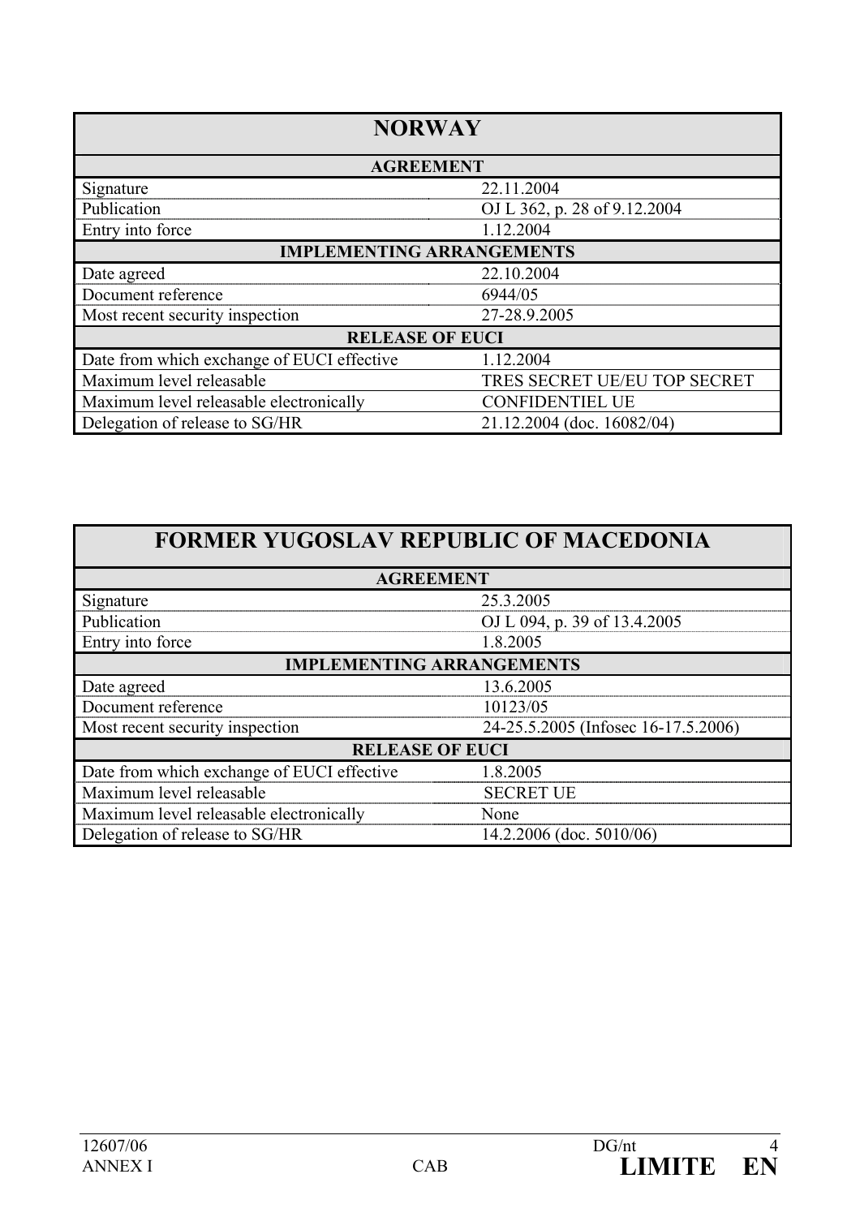| NORWAY | |
|---|---|
| **AGREEMENT** | |
| Signature | 22.11.2004 |
| Publication | OJ L 362, p. 28 of 9.12.2004 |
| Entry into force | 1.12.2004 |
| **IMPLEMENTING ARRANGEMENTS** | |
| Date agreed | 22.10.2004 |
| Document reference | 6944/05 |
| Most recent security inspection | 27-28.9.2005 |
| **RELEASE OF EUCI** | |
| Date from which exchange of EUCI effective | 1.12.2004 |
| Maximum level releasable | TRES SECRET UE/EU TOP SECRET |
| Maximum level releasable electronically | CONFIDENTIEL UE |
| Delegation of release to SG/HR | 21.12.2004 (doc. 16082/04) |

| FORMER YUGOSLAV REPUBLIC OF MACEDONIA | |
|---|---|
| **AGREEMENT** | |
| Signature | 25.3.2005 |
| Publication | OJ L 094, p. 39 of 13.4.2005 |
| Entry into force | 1.8.2005 |
| **IMPLEMENTING ARRANGEMENTS** | |
| Date agreed | 13.6.2005 |
| Document reference | 10123/05 |
| Most recent security inspection | 24-25.5.2005 (Infosec 16-17.5.2006) |
| **RELEASE OF EUCI** | |
| Date from which exchange of EUCI effective | 1.8.2005 |
| Maximum level releasable | SECRET UE |
| Maximum level releasable electronically | None |
| Delegation of release to SG/HR | 14.2.2006 (doc. 5010/06) |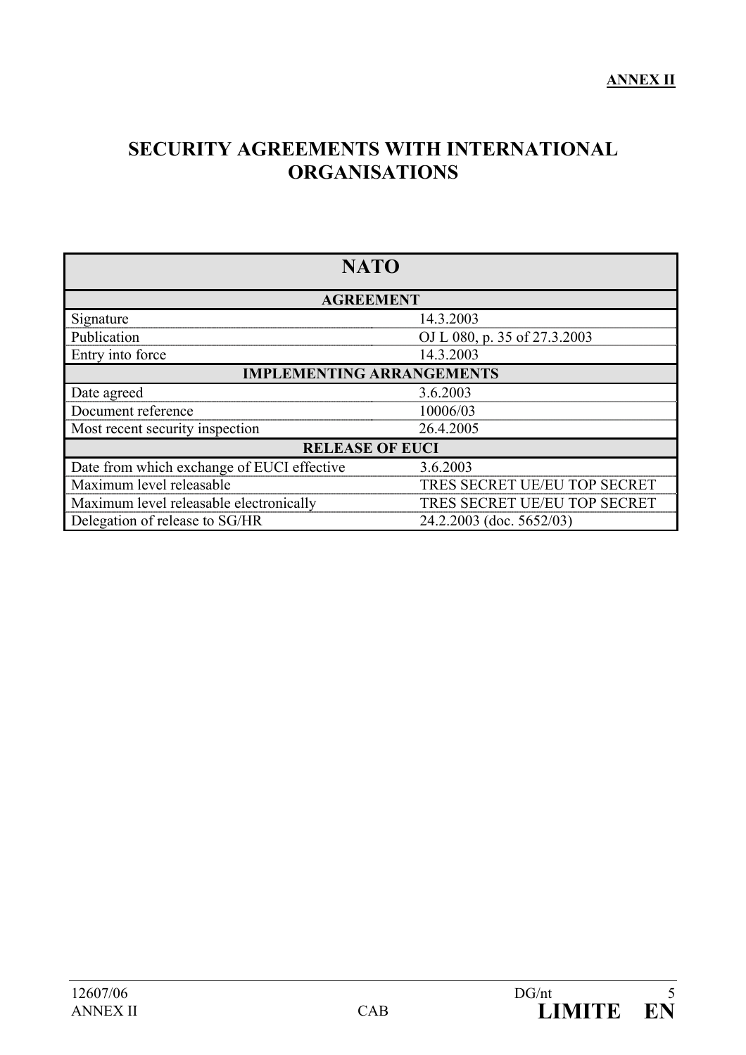**ANNEX II**

# SECURITY AGREEMENTS WITH INTERNATIONAL ORGANISATIONS

| NATO | |
|---|---|
| **AGREEMENT** | |
| Signature | 14.3.2003 |
| Publication | OJ L 080, p. 35 of 27.3.2003 |
| Entry into force | 14.3.2003 |
| **IMPLEMENTING ARRANGEMENTS** | |
| Date agreed | 3.6.2003 |
| Document reference | 10006/03 |
| Most recent security inspection | 26.4.2005 |
| **RELEASE OF EUCI** | |
| Date from which exchange of EUCI effective | 3.6.2003 |
| Maximum level releasable | TRES SECRET UE/EU TOP SECRET |
| Maximum level releasable electronically | TRES SECRET UE/EU TOP SECRET |
| Delegation of release to SG/HR | 24.2.2003 (doc. 5652/03) |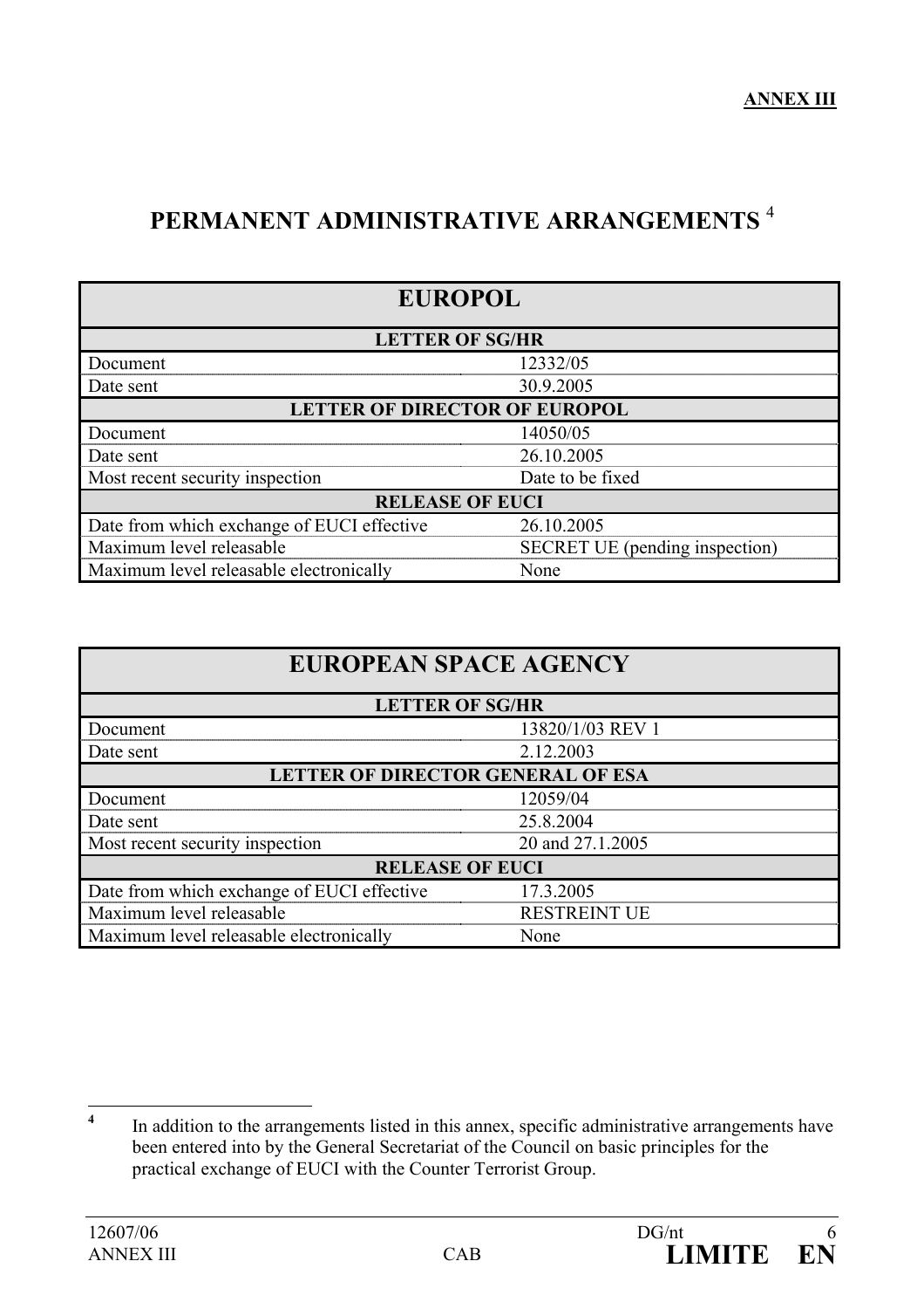**ANNEX III**

# PERMANENT ADMINISTRATIVE ARRANGEMENTS [4]

| EUROPOL | |
|---|---|
| **LETTER OF SG/HR** | |
| Document | 12332/05 |
| Date sent | 30.9.2005 |
| **LETTER OF DIRECTOR OF EUROPOL** | |
| Document | 14050/05 |
| Date sent | 26.10.2005 |
| Most recent security inspection | Date to be fixed |
| **RELEASE OF EUCI** | |
| Date from which exchange of EUCI effective | 26.10.2005 |
| Maximum level releasable | SECRET UE (pending inspection) |
| Maximum level releasable electronically | None |

| EUROPEAN SPACE AGENCY | |
|---|---|
| **LETTER OF SG/HR** | |
| Document | 13820/1/03 REV 1 |
| Date sent | 2.12.2003 |
| **LETTER OF DIRECTOR GENERAL OF ESA** | |
| Document | 12059/04 |
| Date sent | 25.8.2004 |
| Most recent security inspection | 20 and 27.1.2005 |
| **RELEASE OF EUCI** | |
| Date from which exchange of EUCI effective | 17.3.2005 |
| Maximum level releasable | RESTREINT UE |
| Maximum level releasable electronically | None |

[4] In addition to the arrangements listed in this annex, specific administrative arrangements have been entered into by the General Secretariat of the Council on basic principles for the practical exchange of EUCI with the Counter Terrorist Group.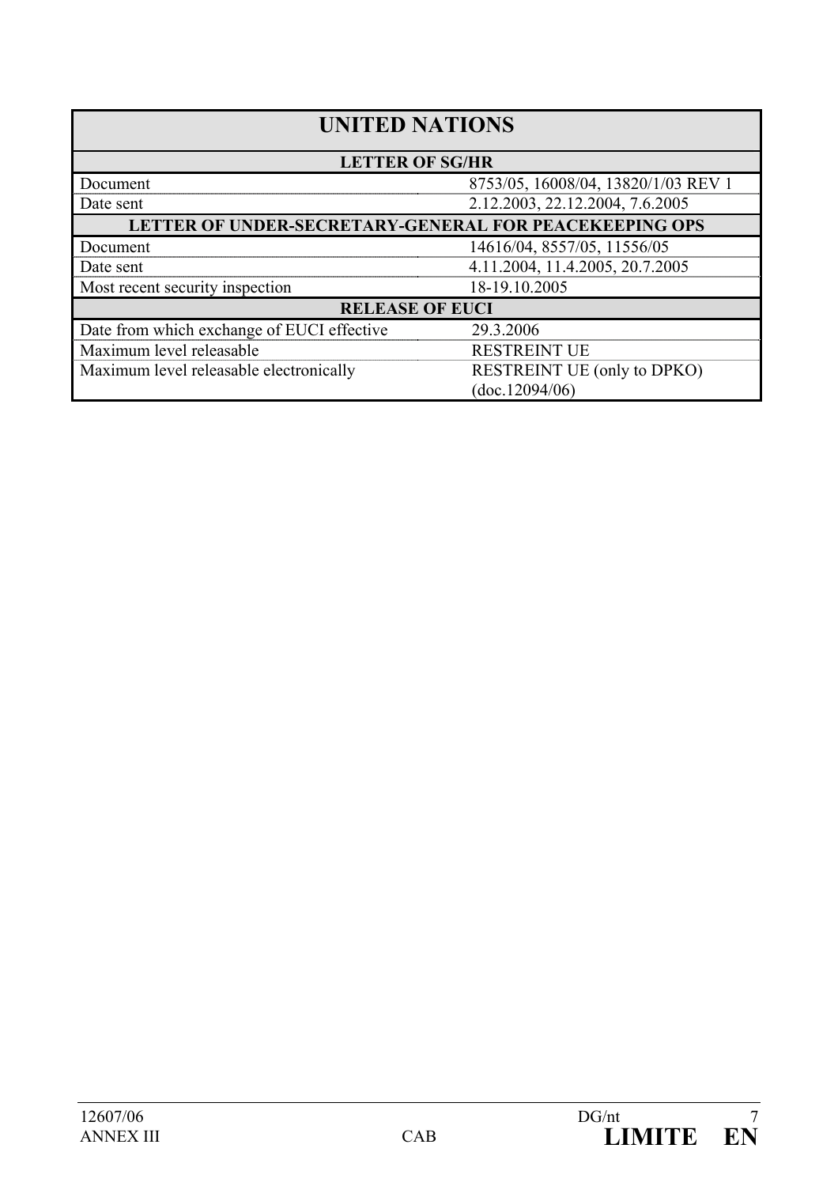| UNITED NATIONS | |
|---|---|
| **LETTER OF SG/HR** | |
| Document | 8753/05, 16008/04, 13820/1/03 REV 1 |
| Date sent | 2.12.2003, 22.12.2004, 7.6.2005 |
| **LETTER OF UNDER-SECRETARY-GENERAL FOR PEACEKEEPING OPS** | |
| Document | 14616/04, 8557/05, 11556/05 |
| Date sent | 4.11.2004, 11.4.2005, 20.7.2005 |
| Most recent security inspection | 18-19.10.2005 |
| **RELEASE OF EUCI** | |
| Date from which exchange of EUCI effective | 29.3.2006 |
| Maximum level releasable | RESTREINT UE |
| Maximum level releasable electronically | RESTREINT UE (only to DPKO) (doc.12094/06) |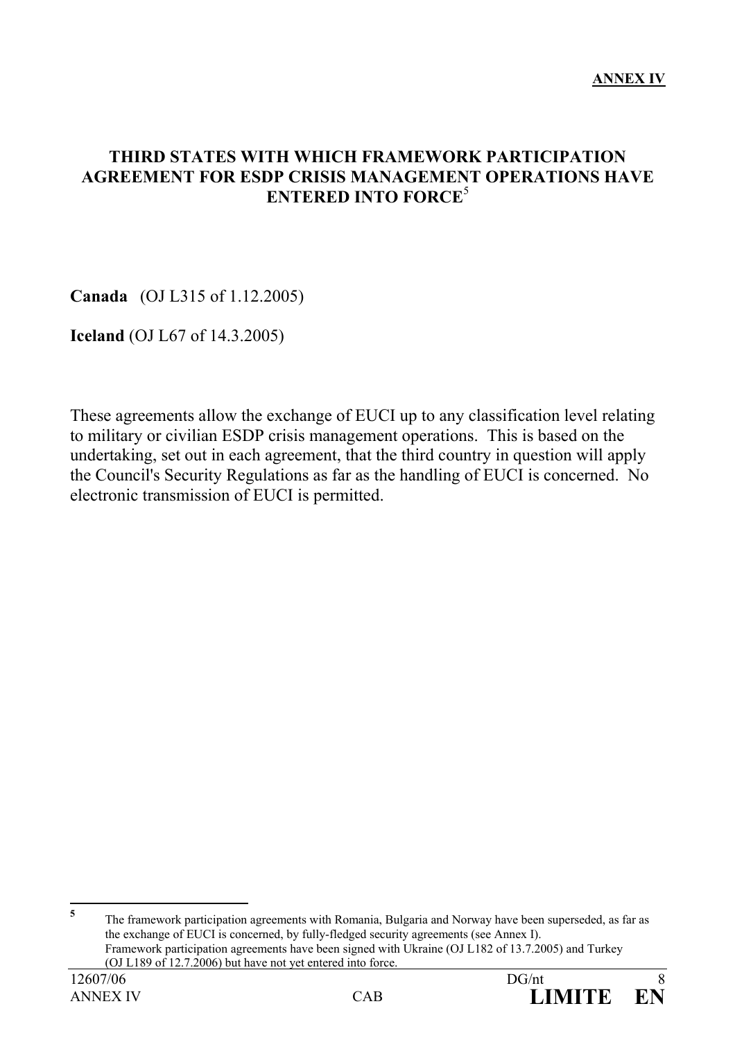**ANNEX IV**

## THIRD STATES WITH WHICH FRAMEWORK PARTICIPATION AGREEMENT FOR ESDP CRISIS MANAGEMENT OPERATIONS HAVE ENTERED INTO FORCE[5]

**Canada** (OJ L315 of 1.12.2005)

**Iceland** (OJ L67 of 14.3.2005)

These agreements allow the exchange of EUCI up to any classification level relating to military or civilian ESDP crisis management operations. This is based on the undertaking, set out in each agreement, that the third country in question will apply the Council's Security Regulations as far as the handling of EUCI is concerned. No electronic transmission of EUCI is permitted.

---

[5] The framework participation agreements with Romania, Bulgaria and Norway have been superseded, as far as the exchange of EUCI is concerned, by fully-fledged security agreements (see Annex I). Framework participation agreements have been signed with Ukraine (OJ L182 of 13.7.2005) and Turkey (OJ L189 of 12.7.2006) but have not yet entered into force.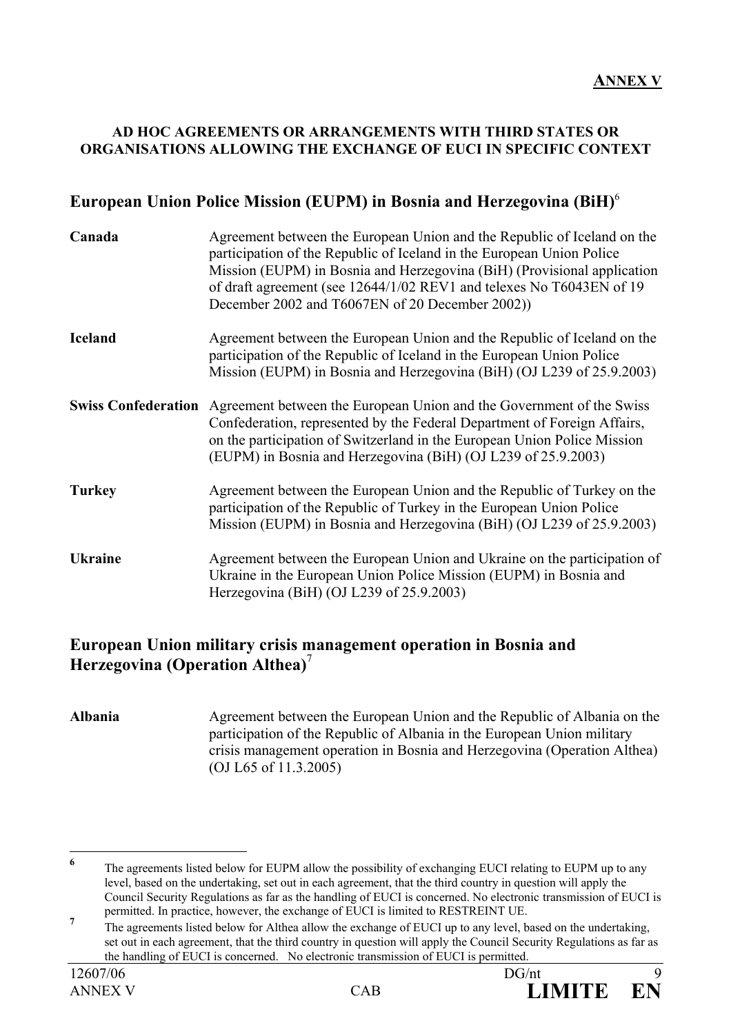**ANNEX V**

**AD HOC AGREEMENTS OR ARRANGEMENTS WITH THIRD STATES OR ORGANISATIONS ALLOWING THE EXCHANGE OF EUCI IN SPECIFIC CONTEXT**

## European Union Police Mission (EUPM) in Bosnia and Herzegovina (BiH)[6]

| | |
|---|---|
| **Canada** | Agreement between the European Union and the Republic of Iceland on the participation of the Republic of Iceland in the European Union Police Mission (EUPM) in Bosnia and Herzegovina (BiH) (Provisional application of draft agreement (see 12644/1/02 REV1 and telexes No T6043EN of 19 December 2002 and T6067EN of 20 December 2002)) |
| **Iceland** | Agreement between the European Union and the Republic of Iceland on the participation of the Republic of Iceland in the European Union Police Mission (EUPM) in Bosnia and Herzegovina (BiH) (OJ L239 of 25.9.2003) |
| **Swiss Confederation** | Agreement between the European Union and the Government of the Swiss Confederation, represented by the Federal Department of Foreign Affairs, on the participation of Switzerland in the European Union Police Mission (EUPM) in Bosnia and Herzegovina (BiH) (OJ L239 of 25.9.2003) |
| **Turkey** | Agreement between the European Union and the Republic of Turkey on the participation of the Republic of Turkey in the European Union Police Mission (EUPM) in Bosnia and Herzegovina (BiH) (OJ L239 of 25.9.2003) |
| **Ukraine** | Agreement between the European Union and Ukraine on the participation of Ukraine in the European Union Police Mission (EUPM) in Bosnia and Herzegovina (BiH) (OJ L239 of 25.9.2003) |

## European Union military crisis management operation in Bosnia and Herzegovina (Operation Althea)[7]

| | |
|---|---|
| **Albania** | Agreement between the European Union and the Republic of Albania on the participation of the Republic of Albania in the European Union military crisis management operation in Bosnia and Herzegovina (Operation Althea) (OJ L65 of 11.3.2005) |

---

[6] The agreements listed below for EUPM allow the possibility of exchanging EUCI relating to EUPM up to any level, based on the undertaking, set out in each agreement, that the third country in question will apply the Council Security Regulations as far as the handling of EUCI is concerned. No electronic transmission of EUCI is permitted. In practice, however, the exchange of EUCI is limited to RESTREINT UE.

[7] The agreements listed below for Althea allow the exchange of EUCI up to any level, based on the undertaking, set out in each agreement, that the third country in question will apply the Council Security Regulations as far as the handling of EUCI is concerned. No electronic transmission of EUCI is permitted.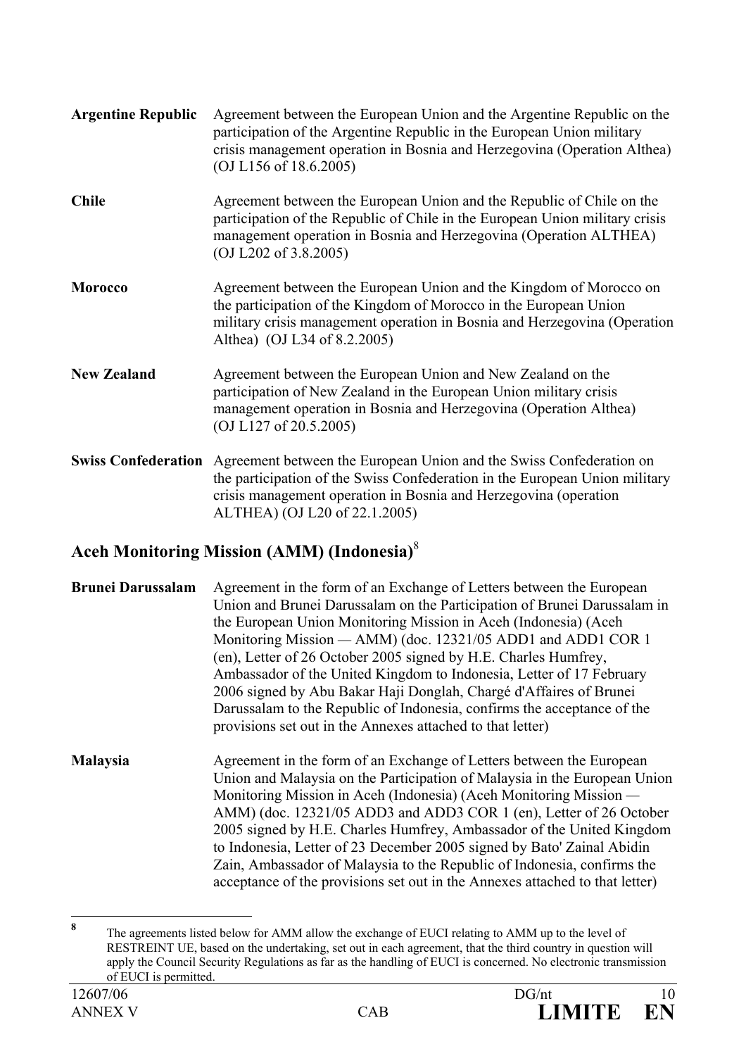| | |
|---|---|
| **Argentine Republic** | Agreement between the European Union and the Argentine Republic on the participation of the Argentine Republic in the European Union military crisis management operation in Bosnia and Herzegovina (Operation Althea) (OJ L156 of 18.6.2005) |
| **Chile** | Agreement between the European Union and the Republic of Chile on the participation of the Republic of Chile in the European Union military crisis management operation in Bosnia and Herzegovina (Operation ALTHEA) (OJ L202 of 3.8.2005) |
| **Morocco** | Agreement between the European Union and the Kingdom of Morocco on the participation of the Kingdom of Morocco in the European Union military crisis management operation in Bosnia and Herzegovina (Operation Althea) (OJ L34 of 8.2.2005) |
| **New Zealand** | Agreement between the European Union and New Zealand on the participation of New Zealand in the European Union military crisis management operation in Bosnia and Herzegovina (Operation Althea) (OJ L127 of 20.5.2005) |
| **Swiss Confederation** | Agreement between the European Union and the Swiss Confederation on the participation of the Swiss Confederation in the European Union military crisis management operation in Bosnia and Herzegovina (operation ALTHEA) (OJ L20 of 22.1.2005) |

## Aceh Monitoring Mission (AMM) (Indonesia)[8]

| | |
|---|---|
| **Brunei Darussalam** | Agreement in the form of an Exchange of Letters between the European Union and Brunei Darussalam on the Participation of Brunei Darussalam in the European Union Monitoring Mission in Aceh (Indonesia) (Aceh Monitoring Mission — AMM) (doc. 12321/05 ADD1 and ADD1 COR 1 (en), Letter of 26 October 2005 signed by H.E. Charles Humfrey, Ambassador of the United Kingdom to Indonesia, Letter of 17 February 2006 signed by Abu Bakar Haji Donglah, Chargé d'Affaires of Brunei Darussalam to the Republic of Indonesia, confirms the acceptance of the provisions set out in the Annexes attached to that letter) |
| **Malaysia** | Agreement in the form of an Exchange of Letters between the European Union and Malaysia on the Participation of Malaysia in the European Union Monitoring Mission in Aceh (Indonesia) (Aceh Monitoring Mission — AMM) (doc. 12321/05 ADD3 and ADD3 COR 1 (en), Letter of 26 October 2005 signed by H.E. Charles Humfrey, Ambassador of the United Kingdom to Indonesia, Letter of 23 December 2005 signed by Bato' Zainal Abidin Zain, Ambassador of Malaysia to the Republic of Indonesia, confirms the acceptance of the provisions set out in the Annexes attached to that letter) |

---

[8] The agreements listed below for AMM allow the exchange of EUCI relating to AMM up to the level of RESTREINT UE, based on the undertaking, set out in each agreement, that the third country in question will apply the Council Security Regulations as far as the handling of EUCI is concerned. No electronic transmission of EUCI is permitted.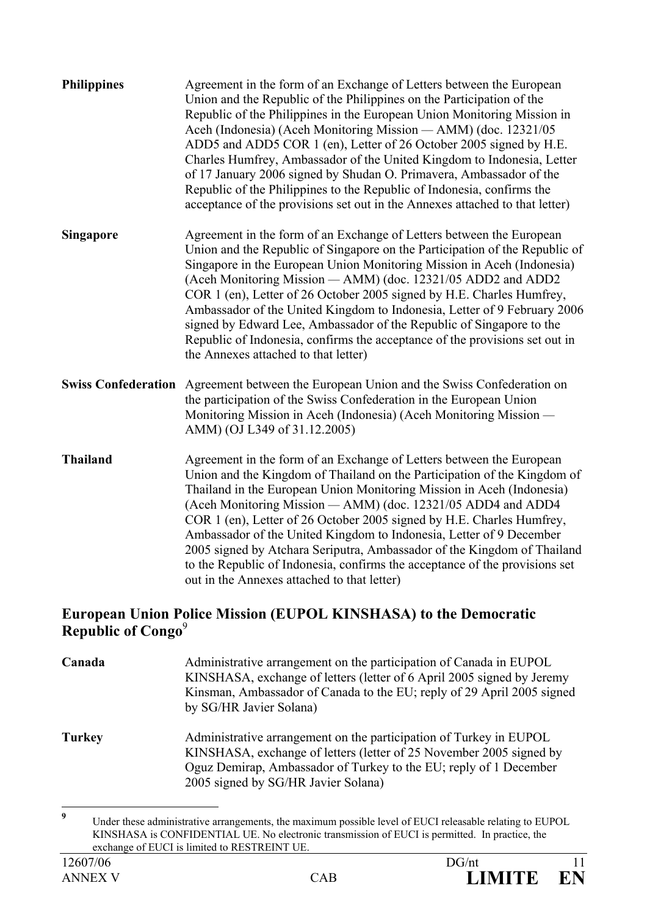| | |
|---|---|
| **Philippines** | Agreement in the form of an Exchange of Letters between the European Union and the Republic of the Philippines on the Participation of the Republic of the Philippines in the European Union Monitoring Mission in Aceh (Indonesia) (Aceh Monitoring Mission — AMM) (doc. 12321/05 ADD5 and ADD5 COR 1 (en), Letter of 26 October 2005 signed by H.E. Charles Humfrey, Ambassador of the United Kingdom to Indonesia, Letter of 17 January 2006 signed by Shudan O. Primavera, Ambassador of the Republic of the Philippines to the Republic of Indonesia, confirms the acceptance of the provisions set out in the Annexes attached to that letter) |
| **Singapore** | Agreement in the form of an Exchange of Letters between the European Union and the Republic of Singapore on the Participation of the Republic of Singapore in the European Union Monitoring Mission in Aceh (Indonesia) (Aceh Monitoring Mission — AMM) (doc. 12321/05 ADD2 and ADD2 COR 1 (en), Letter of 26 October 2005 signed by H.E. Charles Humfrey, Ambassador of the United Kingdom to Indonesia, Letter of 9 February 2006 signed by Edward Lee, Ambassador of the Republic of Singapore to the Republic of Indonesia, confirms the acceptance of the provisions set out in the Annexes attached to that letter) |
| **Swiss Confederation** | Agreement between the European Union and the Swiss Confederation on the participation of the Swiss Confederation in the European Union Monitoring Mission in Aceh (Indonesia) (Aceh Monitoring Mission — AMM) (OJ L349 of 31.12.2005) |
| **Thailand** | Agreement in the form of an Exchange of Letters between the European Union and the Kingdom of Thailand on the Participation of the Kingdom of Thailand in the European Union Monitoring Mission in Aceh (Indonesia) (Aceh Monitoring Mission — AMM) (doc. 12321/05 ADD4 and ADD4 COR 1 (en), Letter of 26 October 2005 signed by H.E. Charles Humfrey, Ambassador of the United Kingdom to Indonesia, Letter of 9 December 2005 signed by Atchara Seriputra, Ambassador of the Kingdom of Thailand to the Republic of Indonesia, confirms the acceptance of the provisions set out in the Annexes attached to that letter) |

## European Union Police Mission (EUPOL KINSHASA) to the Democratic Republic of Congo[9]

| | |
|---|---|
| **Canada** | Administrative arrangement on the participation of Canada in EUPOL KINSHASA, exchange of letters (letter of 6 April 2005 signed by Jeremy Kinsman, Ambassador of Canada to the EU; reply of 29 April 2005 signed by SG/HR Javier Solana) |
| **Turkey** | Administrative arrangement on the participation of Turkey in EUPOL KINSHASA, exchange of letters (letter of 25 November 2005 signed by Oguz Demirap, Ambassador of Turkey to the EU; reply of 1 December 2005 signed by SG/HR Javier Solana) |

[9] Under these administrative arrangements, the maximum possible level of EUCI releasable relating to EUPOL KINSHASA is CONFIDENTIAL UE. No electronic transmission of EUCI is permitted. In practice, the exchange of EUCI is limited to RESTREINT UE.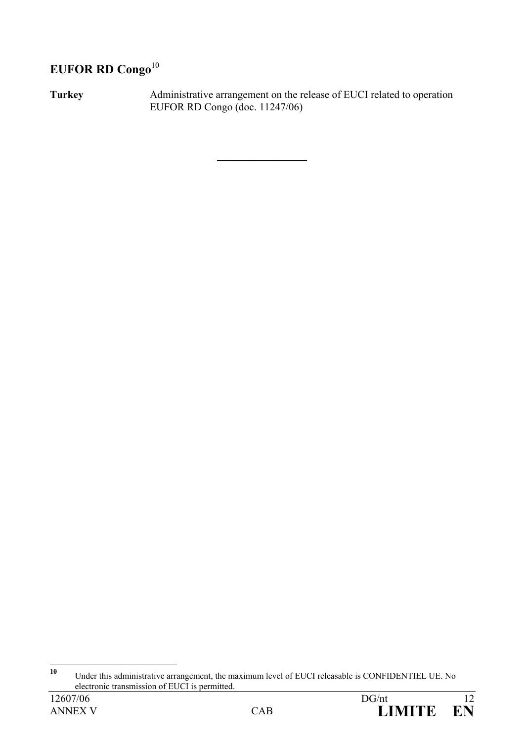**EUFOR RD Congo**[10]

| | |
|---|---|
| **Turkey** | Administrative arrangement on the release of EUCI related to operation EUFOR RD Congo (doc. 11247/06) |

---

[10] Under this administrative arrangement, the maximum level of EUCI releasable is CONFIDENTIEL UE. No electronic transmission of EUCI is permitted.